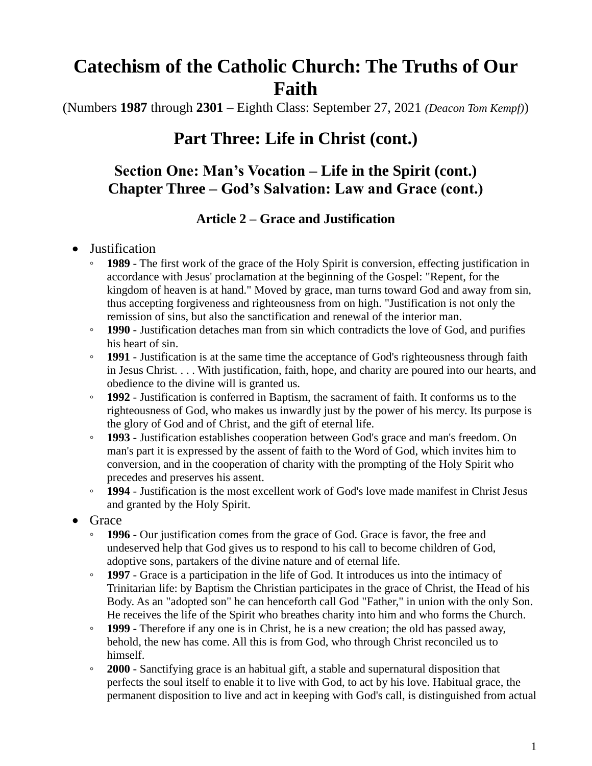# Catechism of the Catholic Church: The Truths of Our Faith

(Numbers **1987** through **2301** – Eighth Class: September 27, 2021 *(Deacon Tom Kempf)*)

## Part Three: Life in Christ (cont.)

### Section One: Man's Vocation – Life in the Spirit (cont.)
### Chapter Three – God's Salvation: Law and Grace (cont.)

#### Article 2 – Grace and Justification

- Justification
  - **1989** - The first work of the grace of the Holy Spirit is conversion, effecting justification in accordance with Jesus' proclamation at the beginning of the Gospel: "Repent, for the kingdom of heaven is at hand." Moved by grace, man turns toward God and away from sin, thus accepting forgiveness and righteousness from on high. "Justification is not only the remission of sins, but also the sanctification and renewal of the interior man.
  - **1990** - Justification detaches man from sin which contradicts the love of God, and purifies his heart of sin.
  - **1991** - Justification is at the same time the acceptance of God's righteousness through faith in Jesus Christ. . . . With justification, faith, hope, and charity are poured into our hearts, and obedience to the divine will is granted us.
  - **1992** - Justification is conferred in Baptism, the sacrament of faith. It conforms us to the righteousness of God, who makes us inwardly just by the power of his mercy. Its purpose is the glory of God and of Christ, and the gift of eternal life.
  - **1993** - Justification establishes cooperation between God's grace and man's freedom. On man's part it is expressed by the assent of faith to the Word of God, which invites him to conversion, and in the cooperation of charity with the prompting of the Holy Spirit who precedes and preserves his assent.
  - **1994** - Justification is the most excellent work of God's love made manifest in Christ Jesus and granted by the Holy Spirit.
- Grace
  - **1996** - Our justification comes from the grace of God. Grace is favor, the free and undeserved help that God gives us to respond to his call to become children of God, adoptive sons, partakers of the divine nature and of eternal life.
  - **1997** - Grace is a participation in the life of God. It introduces us into the intimacy of Trinitarian life: by Baptism the Christian participates in the grace of Christ, the Head of his Body. As an "adopted son" he can henceforth call God "Father," in union with the only Son. He receives the life of the Spirit who breathes charity into him and who forms the Church.
  - **1999** - Therefore if any one is in Christ, he is a new creation; the old has passed away, behold, the new has come. All this is from God, who through Christ reconciled us to himself.
  - **2000** - Sanctifying grace is an habitual gift, a stable and supernatural disposition that perfects the soul itself to enable it to live with God, to act by his love. Habitual grace, the permanent disposition to live and act in keeping with God's call, is distinguished from actual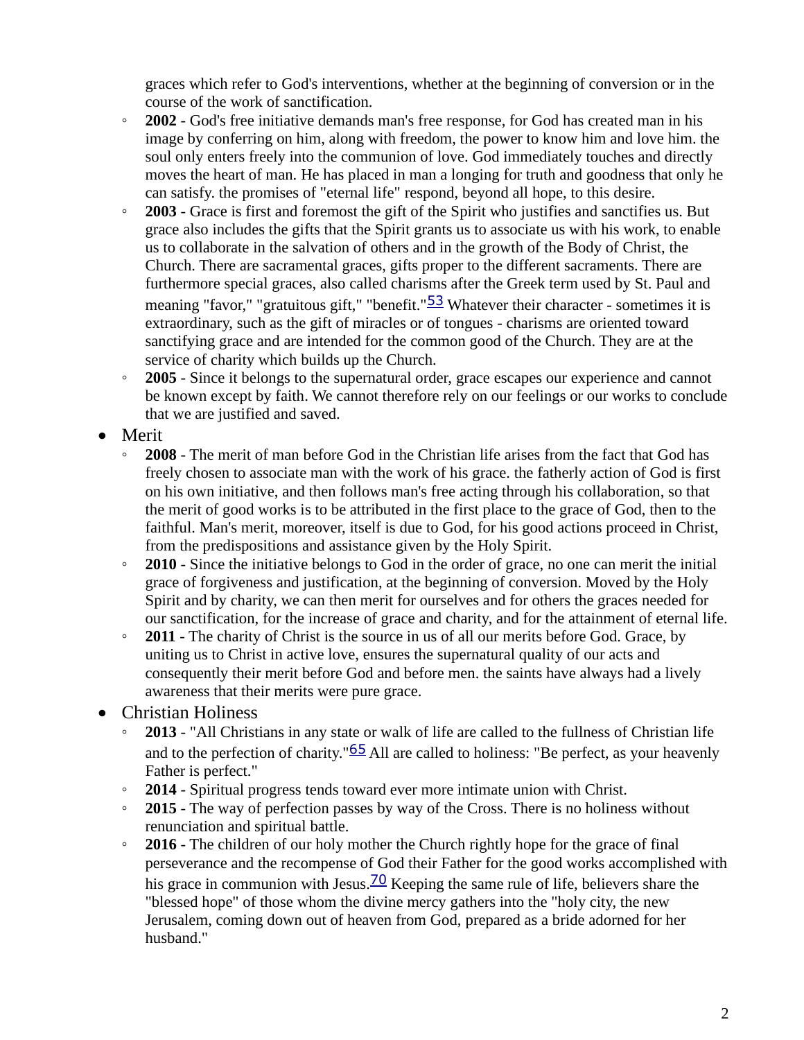graces which refer to God's interventions, whether at the beginning of conversion or in the course of the work of sanctification.
  - **2002** - God's free initiative demands man's free response, for God has created man in his image by conferring on him, along with freedom, the power to know him and love him. the soul only enters freely into the communion of love. God immediately touches and directly moves the heart of man. He has placed in man a longing for truth and goodness that only he can satisfy. the promises of "eternal life" respond, beyond all hope, to this desire.
  - **2003** - Grace is first and foremost the gift of the Spirit who justifies and sanctifies us. But grace also includes the gifts that the Spirit grants us to associate us with his work, to enable us to collaborate in the salvation of others and in the growth of the Body of Christ, the Church. There are sacramental graces, gifts proper to the different sacraments. There are furthermore special graces, also called charisms after the Greek term used by St. Paul and meaning "favor," "gratuitous gift," "benefit."[53] Whatever their character - sometimes it is extraordinary, such as the gift of miracles or of tongues - charisms are oriented toward sanctifying grace and are intended for the common good of the Church. They are at the service of charity which builds up the Church.
  - **2005** - Since it belongs to the supernatural order, grace escapes our experience and cannot be known except by faith. We cannot therefore rely on our feelings or our works to conclude that we are justified and saved.
- Merit
  - **2008** - The merit of man before God in the Christian life arises from the fact that God has freely chosen to associate man with the work of his grace. the fatherly action of God is first on his own initiative, and then follows man's free acting through his collaboration, so that the merit of good works is to be attributed in the first place to the grace of God, then to the faithful. Man's merit, moreover, itself is due to God, for his good actions proceed in Christ, from the predispositions and assistance given by the Holy Spirit.
  - **2010** - Since the initiative belongs to God in the order of grace, no one can merit the initial grace of forgiveness and justification, at the beginning of conversion. Moved by the Holy Spirit and by charity, we can then merit for ourselves and for others the graces needed for our sanctification, for the increase of grace and charity, and for the attainment of eternal life.
  - **2011** - The charity of Christ is the source in us of all our merits before God. Grace, by uniting us to Christ in active love, ensures the supernatural quality of our acts and consequently their merit before God and before men. the saints have always had a lively awareness that their merits were pure grace.
- Christian Holiness
  - **2013** - "All Christians in any state or walk of life are called to the fullness of Christian life and to the perfection of charity."[65] All are called to holiness: "Be perfect, as your heavenly Father is perfect."
  - **2014** - Spiritual progress tends toward ever more intimate union with Christ.
  - **2015** - The way of perfection passes by way of the Cross. There is no holiness without renunciation and spiritual battle.
  - **2016** - The children of our holy mother the Church rightly hope for the grace of final perseverance and the recompense of God their Father for the good works accomplished with his grace in communion with Jesus.[70] Keeping the same rule of life, believers share the "blessed hope" of those whom the divine mercy gathers into the "holy city, the new Jerusalem, coming down out of heaven from God, prepared as a bride adorned for her husband."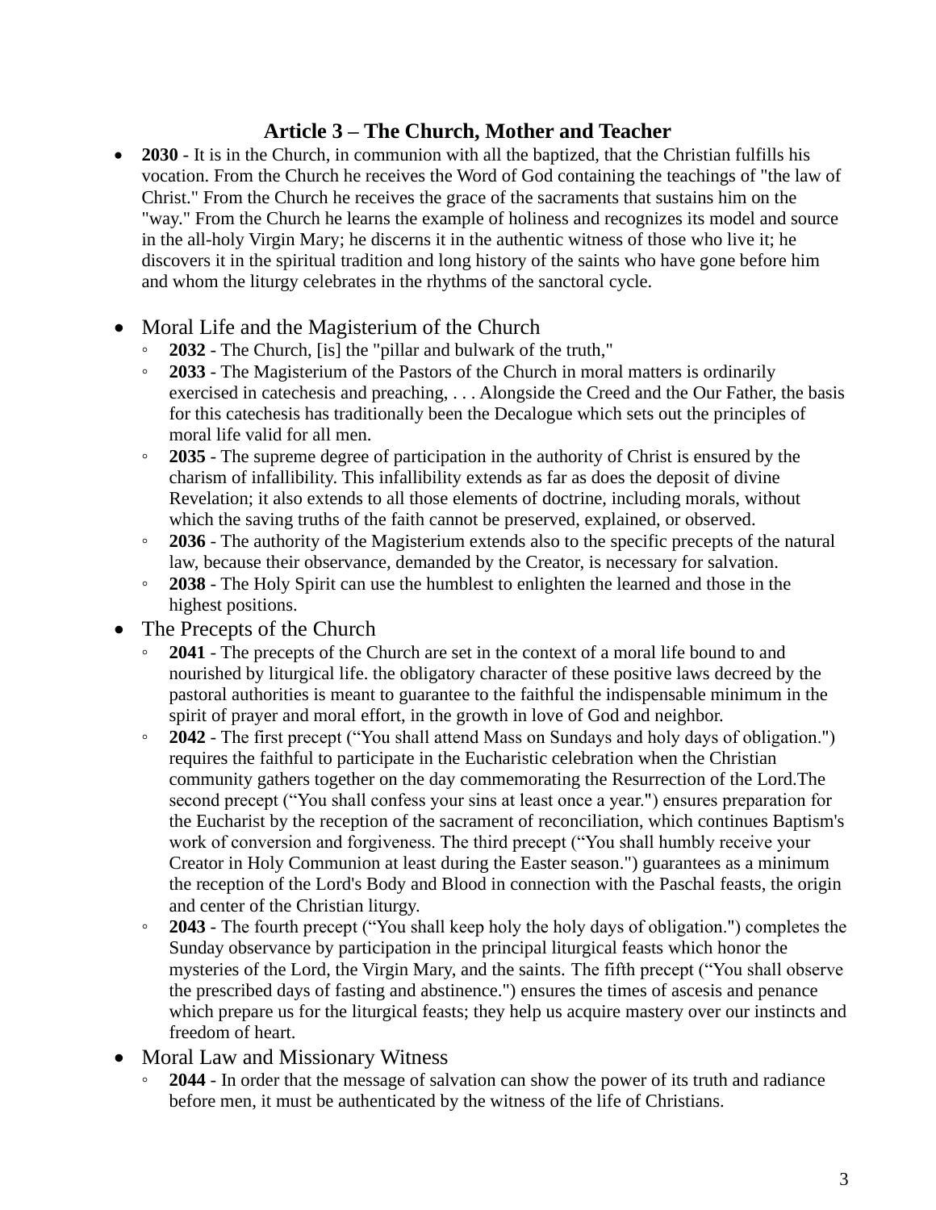## Article 3 – The Church, Mother and Teacher

- **2030** - It is in the Church, in communion with all the baptized, that the Christian fulfills his vocation. From the Church he receives the Word of God containing the teachings of "the law of Christ." From the Church he receives the grace of the sacraments that sustains him on the "way." From the Church he learns the example of holiness and recognizes its model and source in the all-holy Virgin Mary; he discerns it in the authentic witness of those who live it; he discovers it in the spiritual tradition and long history of the saints who have gone before him and whom the liturgy celebrates in the rhythms of the sanctoral cycle.

- Moral Life and the Magisterium of the Church
  - **2032** - The Church, [is] the "pillar and bulwark of the truth,"
  - **2033** - The Magisterium of the Pastors of the Church in moral matters is ordinarily exercised in catechesis and preaching, . . . Alongside the Creed and the Our Father, the basis for this catechesis has traditionally been the Decalogue which sets out the principles of moral life valid for all men.
  - **2035** - The supreme degree of participation in the authority of Christ is ensured by the charism of infallibility. This infallibility extends as far as does the deposit of divine Revelation; it also extends to all those elements of doctrine, including morals, without which the saving truths of the faith cannot be preserved, explained, or observed.
  - **2036** - The authority of the Magisterium extends also to the specific precepts of the natural law, because their observance, demanded by the Creator, is necessary for salvation.
  - **2038** - The Holy Spirit can use the humblest to enlighten the learned and those in the highest positions.
- The Precepts of the Church
  - **2041** - The precepts of the Church are set in the context of a moral life bound to and nourished by liturgical life. the obligatory character of these positive laws decreed by the pastoral authorities is meant to guarantee to the faithful the indispensable minimum in the spirit of prayer and moral effort, in the growth in love of God and neighbor.
  - **2042** - The first precept (“You shall attend Mass on Sundays and holy days of obligation.") requires the faithful to participate in the Eucharistic celebration when the Christian community gathers together on the day commemorating the Resurrection of the Lord.The second precept (“You shall confess your sins at least once a year.") ensures preparation for the Eucharist by the reception of the sacrament of reconciliation, which continues Baptism's work of conversion and forgiveness. The third precept (“You shall humbly receive your Creator in Holy Communion at least during the Easter season.") guarantees as a minimum the reception of the Lord's Body and Blood in connection with the Paschal feasts, the origin and center of the Christian liturgy.
  - **2043** - The fourth precept (“You shall keep holy the holy days of obligation.") completes the Sunday observance by participation in the principal liturgical feasts which honor the mysteries of the Lord, the Virgin Mary, and the saints. The fifth precept (“You shall observe the prescribed days of fasting and abstinence.") ensures the times of ascesis and penance which prepare us for the liturgical feasts; they help us acquire mastery over our instincts and freedom of heart.
- Moral Law and Missionary Witness
  - **2044** - In order that the message of salvation can show the power of its truth and radiance before men, it must be authenticated by the witness of the life of Christians.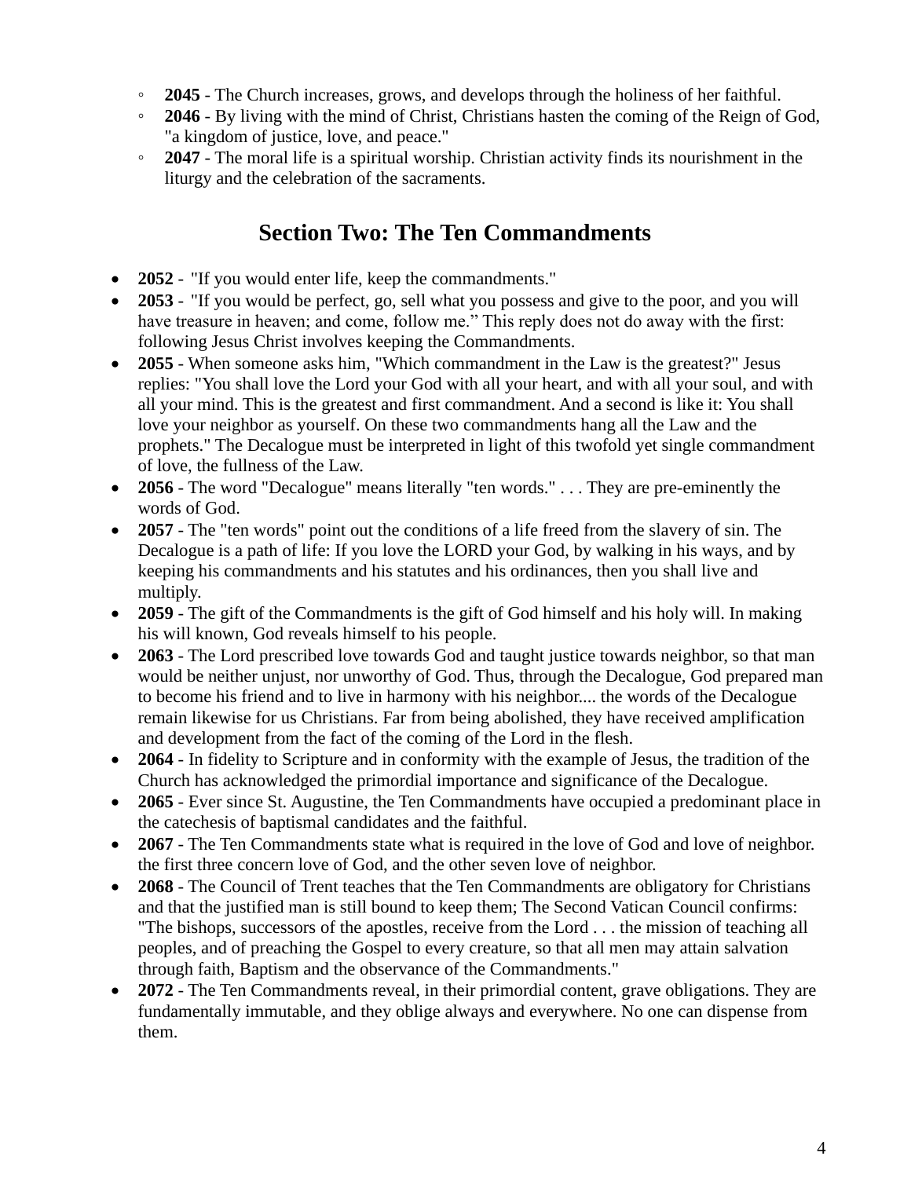- **2045** - The Church increases, grows, and develops through the holiness of her faithful.
- **2046** - By living with the mind of Christ, Christians hasten the coming of the Reign of God, "a kingdom of justice, love, and peace."
- **2047** - The moral life is a spiritual worship. Christian activity finds its nourishment in the liturgy and the celebration of the sacraments.

## Section Two: The Ten Commandments

- **2052** - "If you would enter life, keep the commandments."
- **2053** - "If you would be perfect, go, sell what you possess and give to the poor, and you will have treasure in heaven; and come, follow me." This reply does not do away with the first: following Jesus Christ involves keeping the Commandments.
- **2055** - When someone asks him, "Which commandment in the Law is the greatest?" Jesus replies: "You shall love the Lord your God with all your heart, and with all your soul, and with all your mind. This is the greatest and first commandment. And a second is like it: You shall love your neighbor as yourself. On these two commandments hang all the Law and the prophets." The Decalogue must be interpreted in light of this twofold yet single commandment of love, the fullness of the Law.
- **2056** - The word "Decalogue" means literally "ten words." . . . They are pre-eminently the words of God.
- **2057** - The "ten words" point out the conditions of a life freed from the slavery of sin. The Decalogue is a path of life: If you love the LORD your God, by walking in his ways, and by keeping his commandments and his statutes and his ordinances, then you shall live and multiply.
- **2059** - The gift of the Commandments is the gift of God himself and his holy will. In making his will known, God reveals himself to his people.
- **2063** - The Lord prescribed love towards God and taught justice towards neighbor, so that man would be neither unjust, nor unworthy of God. Thus, through the Decalogue, God prepared man to become his friend and to live in harmony with his neighbor.... the words of the Decalogue remain likewise for us Christians. Far from being abolished, they have received amplification and development from the fact of the coming of the Lord in the flesh.
- **2064** - In fidelity to Scripture and in conformity with the example of Jesus, the tradition of the Church has acknowledged the primordial importance and significance of the Decalogue.
- **2065** - Ever since St. Augustine, the Ten Commandments have occupied a predominant place in the catechesis of baptismal candidates and the faithful.
- **2067** - The Ten Commandments state what is required in the love of God and love of neighbor. the first three concern love of God, and the other seven love of neighbor.
- **2068** - The Council of Trent teaches that the Ten Commandments are obligatory for Christians and that the justified man is still bound to keep them; The Second Vatican Council confirms: "The bishops, successors of the apostles, receive from the Lord . . . the mission of teaching all peoples, and of preaching the Gospel to every creature, so that all men may attain salvation through faith, Baptism and the observance of the Commandments."
- **2072** - The Ten Commandments reveal, in their primordial content, grave obligations. They are fundamentally immutable, and they oblige always and everywhere. No one can dispense from them.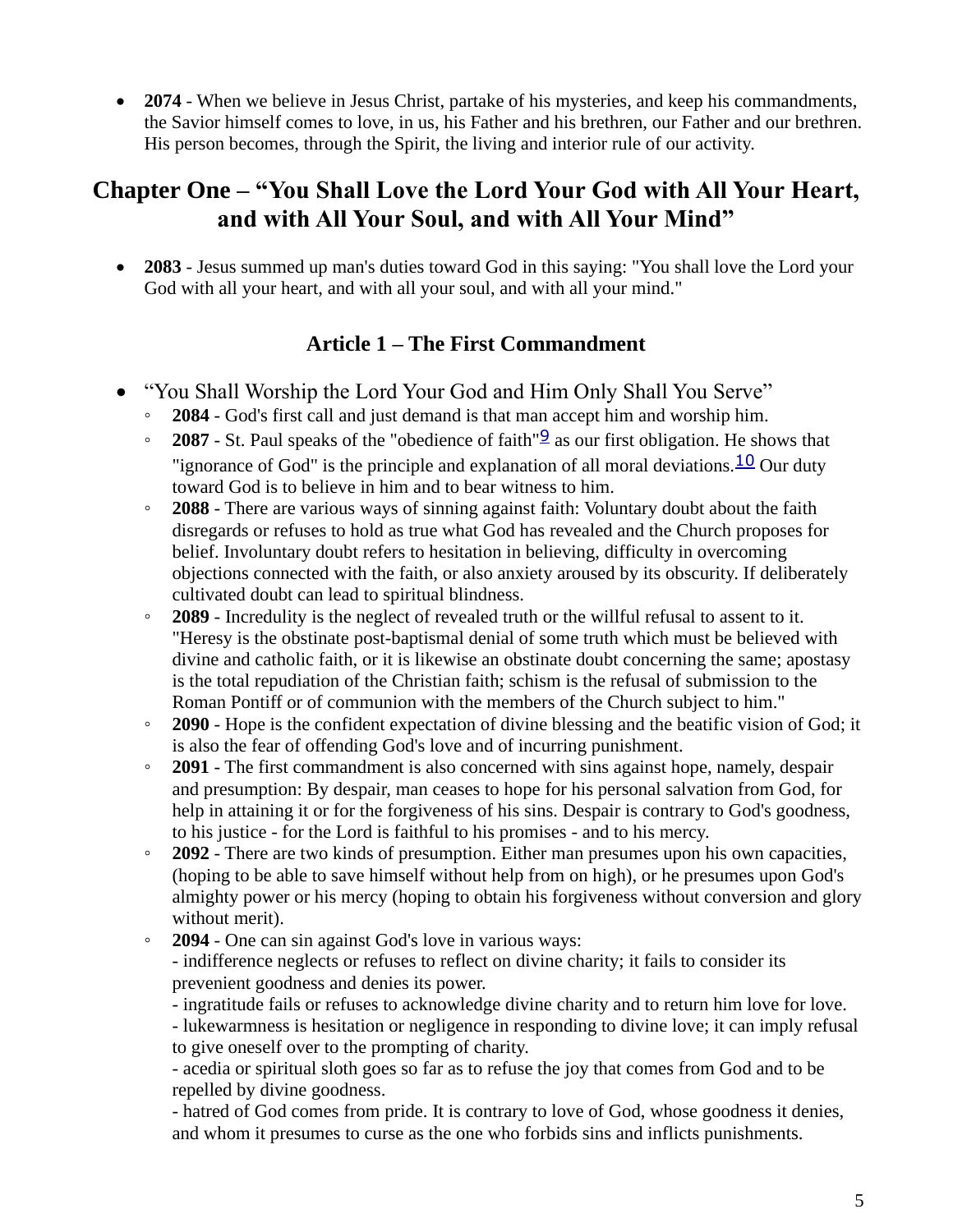- **2074** - When we believe in Jesus Christ, partake of his mysteries, and keep his commandments, the Savior himself comes to love, in us, his Father and his brethren, our Father and our brethren. His person becomes, through the Spirit, the living and interior rule of our activity.

## Chapter One – “You Shall Love the Lord Your God with All Your Heart, and with All Your Soul, and with All Your Mind”

- **2083** - Jesus summed up man's duties toward God in this saying: "You shall love the Lord your God with all your heart, and with all your soul, and with all your mind."

### Article 1 – The First Commandment

- “You Shall Worship the Lord Your God and Him Only Shall You Serve”
  - **2084** - God's first call and just demand is that man accept him and worship him.
  - **2087** - St. Paul speaks of the "obedience of faith"[9] as our first obligation. He shows that "ignorance of God" is the principle and explanation of all moral deviations.[10] Our duty toward God is to believe in him and to bear witness to him.
  - **2088** - There are various ways of sinning against faith: Voluntary doubt about the faith disregards or refuses to hold as true what God has revealed and the Church proposes for belief. Involuntary doubt refers to hesitation in believing, difficulty in overcoming objections connected with the faith, or also anxiety aroused by its obscurity. If deliberately cultivated doubt can lead to spiritual blindness.
  - **2089** - Incredulity is the neglect of revealed truth or the willful refusal to assent to it. "Heresy is the obstinate post-baptismal denial of some truth which must be believed with divine and catholic faith, or it is likewise an obstinate doubt concerning the same; apostasy is the total repudiation of the Christian faith; schism is the refusal of submission to the Roman Pontiff or of communion with the members of the Church subject to him."
  - **2090** - Hope is the confident expectation of divine blessing and the beatific vision of God; it is also the fear of offending God's love and of incurring punishment.
  - **2091** - The first commandment is also concerned with sins against hope, namely, despair and presumption: By despair, man ceases to hope for his personal salvation from God, for help in attaining it or for the forgiveness of his sins. Despair is contrary to God's goodness, to his justice - for the Lord is faithful to his promises - and to his mercy.
  - **2092** - There are two kinds of presumption. Either man presumes upon his own capacities, (hoping to be able to save himself without help from on high), or he presumes upon God's almighty power or his mercy (hoping to obtain his forgiveness without conversion and glory without merit).
  - **2094** - One can sin against God's love in various ways:
    - indifference neglects or refuses to reflect on divine charity; it fails to consider its prevenient goodness and denies its power.
    - ingratitude fails or refuses to acknowledge divine charity and to return him love for love.
    - lukewarmness is hesitation or negligence in responding to divine love; it can imply refusal to give oneself over to the prompting of charity.
    - acedia or spiritual sloth goes so far as to refuse the joy that comes from God and to be repelled by divine goodness.
    - hatred of God comes from pride. It is contrary to love of God, whose goodness it denies, and whom it presumes to curse as the one who forbids sins and inflicts punishments.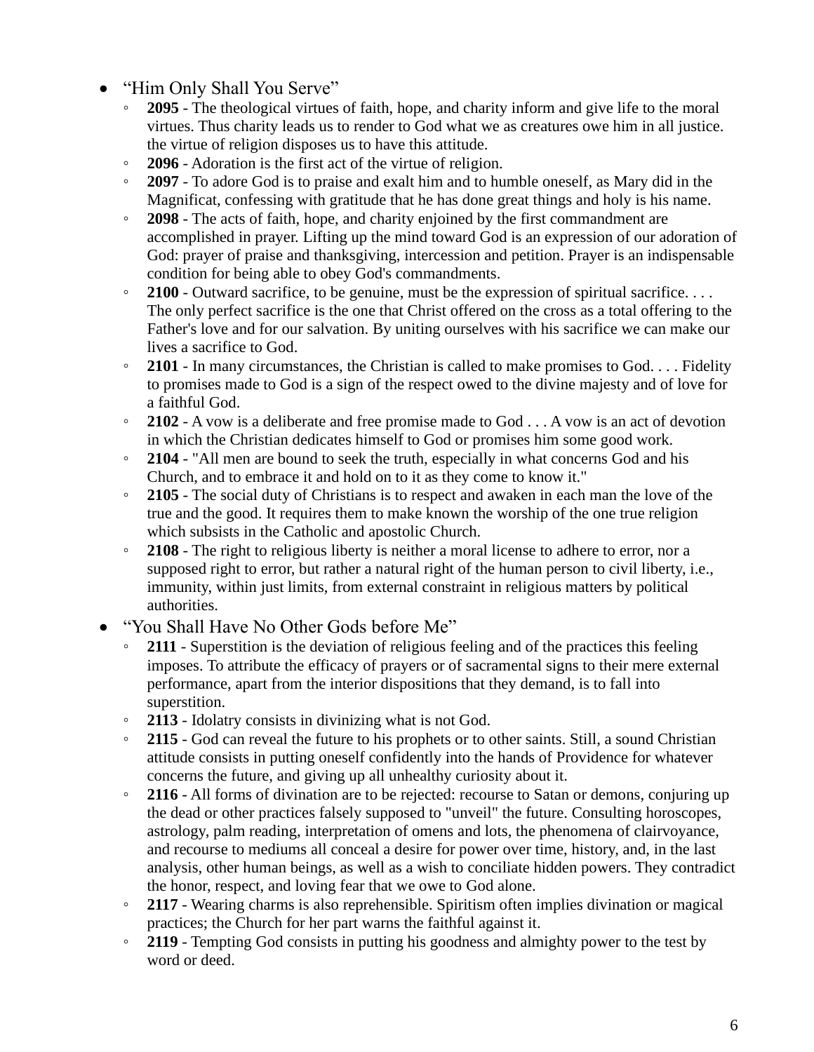- “Him Only Shall You Serve”
  - **2095** - The theological virtues of faith, hope, and charity inform and give life to the moral virtues. Thus charity leads us to render to God what we as creatures owe him in all justice. the virtue of religion disposes us to have this attitude.
  - **2096** - Adoration is the first act of the virtue of religion.
  - **2097** - To adore God is to praise and exalt him and to humble oneself, as Mary did in the Magnificat, confessing with gratitude that he has done great things and holy is his name.
  - **2098** - The acts of faith, hope, and charity enjoined by the first commandment are accomplished in prayer. Lifting up the mind toward God is an expression of our adoration of God: prayer of praise and thanksgiving, intercession and petition. Prayer is an indispensable condition for being able to obey God's commandments.
  - **2100** - Outward sacrifice, to be genuine, must be the expression of spiritual sacrifice. . . . The only perfect sacrifice is the one that Christ offered on the cross as a total offering to the Father's love and for our salvation. By uniting ourselves with his sacrifice we can make our lives a sacrifice to God.
  - **2101** - In many circumstances, the Christian is called to make promises to God. . . . Fidelity to promises made to God is a sign of the respect owed to the divine majesty and of love for a faithful God.
  - **2102** - A vow is a deliberate and free promise made to God . . . A vow is an act of devotion in which the Christian dedicates himself to God or promises him some good work.
  - **2104** - "All men are bound to seek the truth, especially in what concerns God and his Church, and to embrace it and hold on to it as they come to know it."
  - **2105** - The social duty of Christians is to respect and awaken in each man the love of the true and the good. It requires them to make known the worship of the one true religion which subsists in the Catholic and apostolic Church.
  - **2108** - The right to religious liberty is neither a moral license to adhere to error, nor a supposed right to error, but rather a natural right of the human person to civil liberty, i.e., immunity, within just limits, from external constraint in religious matters by political authorities.
- “You Shall Have No Other Gods before Me”
  - **2111** - Superstition is the deviation of religious feeling and of the practices this feeling imposes. To attribute the efficacy of prayers or of sacramental signs to their mere external performance, apart from the interior dispositions that they demand, is to fall into superstition.
  - **2113** - Idolatry consists in divinizing what is not God.
  - **2115** - God can reveal the future to his prophets or to other saints. Still, a sound Christian attitude consists in putting oneself confidently into the hands of Providence for whatever concerns the future, and giving up all unhealthy curiosity about it.
  - **2116** - All forms of divination are to be rejected: recourse to Satan or demons, conjuring up the dead or other practices falsely supposed to "unveil" the future. Consulting horoscopes, astrology, palm reading, interpretation of omens and lots, the phenomena of clairvoyance, and recourse to mediums all conceal a desire for power over time, history, and, in the last analysis, other human beings, as well as a wish to conciliate hidden powers. They contradict the honor, respect, and loving fear that we owe to God alone.
  - **2117** - Wearing charms is also reprehensible. Spiritism often implies divination or magical practices; the Church for her part warns the faithful against it.
  - **2119** - Tempting God consists in putting his goodness and almighty power to the test by word or deed.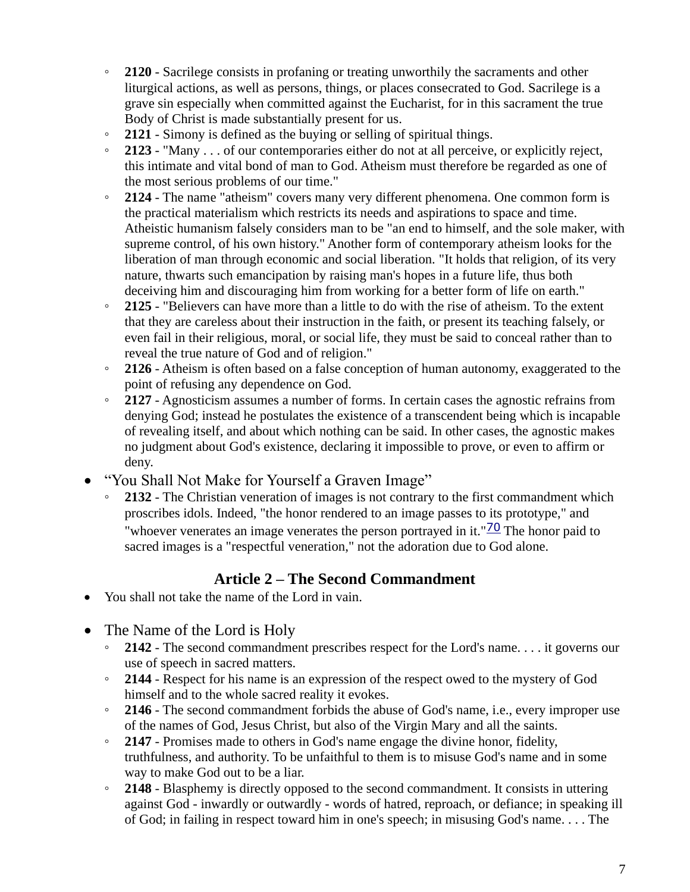- **2120** - Sacrilege consists in profaning or treating unworthily the sacraments and other liturgical actions, as well as persons, things, or places consecrated to God. Sacrilege is a grave sin especially when committed against the Eucharist, for in this sacrament the true Body of Christ is made substantially present for us.
- **2121** - Simony is defined as the buying or selling of spiritual things.
- **2123** - "Many . . . of our contemporaries either do not at all perceive, or explicitly reject, this intimate and vital bond of man to God. Atheism must therefore be regarded as one of the most serious problems of our time."
- **2124** - The name "atheism" covers many very different phenomena. One common form is the practical materialism which restricts its needs and aspirations to space and time. Atheistic humanism falsely considers man to be "an end to himself, and the sole maker, with supreme control, of his own history." Another form of contemporary atheism looks for the liberation of man through economic and social liberation. "It holds that religion, of its very nature, thwarts such emancipation by raising man's hopes in a future life, thus both deceiving him and discouraging him from working for a better form of life on earth."
- **2125** - "Believers can have more than a little to do with the rise of atheism. To the extent that they are careless about their instruction in the faith, or present its teaching falsely, or even fail in their religious, moral, or social life, they must be said to conceal rather than to reveal the true nature of God and of religion."
- **2126** - Atheism is often based on a false conception of human autonomy, exaggerated to the point of refusing any dependence on God.
- **2127** - Agnosticism assumes a number of forms. In certain cases the agnostic refrains from denying God; instead he postulates the existence of a transcendent being which is incapable of revealing itself, and about which nothing can be said. In other cases, the agnostic makes no judgment about God's existence, declaring it impossible to prove, or even to affirm or deny.

- "You Shall Not Make for Yourself a Graven Image"
  - **2132** - The Christian veneration of images is not contrary to the first commandment which proscribes idols. Indeed, "the honor rendered to an image passes to its prototype," and "whoever venerates an image venerates the person portrayed in it."[70] The honor paid to sacred images is a "respectful veneration," not the adoration due to God alone.

## Article 2 – The Second Commandment

- You shall not take the name of the Lord in vain.

- The Name of the Lord is Holy
  - **2142** - The second commandment prescribes respect for the Lord's name. . . . it governs our use of speech in sacred matters.
  - **2144** - Respect for his name is an expression of the respect owed to the mystery of God himself and to the whole sacred reality it evokes.
  - **2146** - The second commandment forbids the abuse of God's name, i.e., every improper use of the names of God, Jesus Christ, but also of the Virgin Mary and all the saints.
  - **2147** - Promises made to others in God's name engage the divine honor, fidelity, truthfulness, and authority. To be unfaithful to them is to misuse God's name and in some way to make God out to be a liar.
  - **2148** - Blasphemy is directly opposed to the second commandment. It consists in uttering against God - inwardly or outwardly - words of hatred, reproach, or defiance; in speaking ill of God; in failing in respect toward him in one's speech; in misusing God's name. . . . The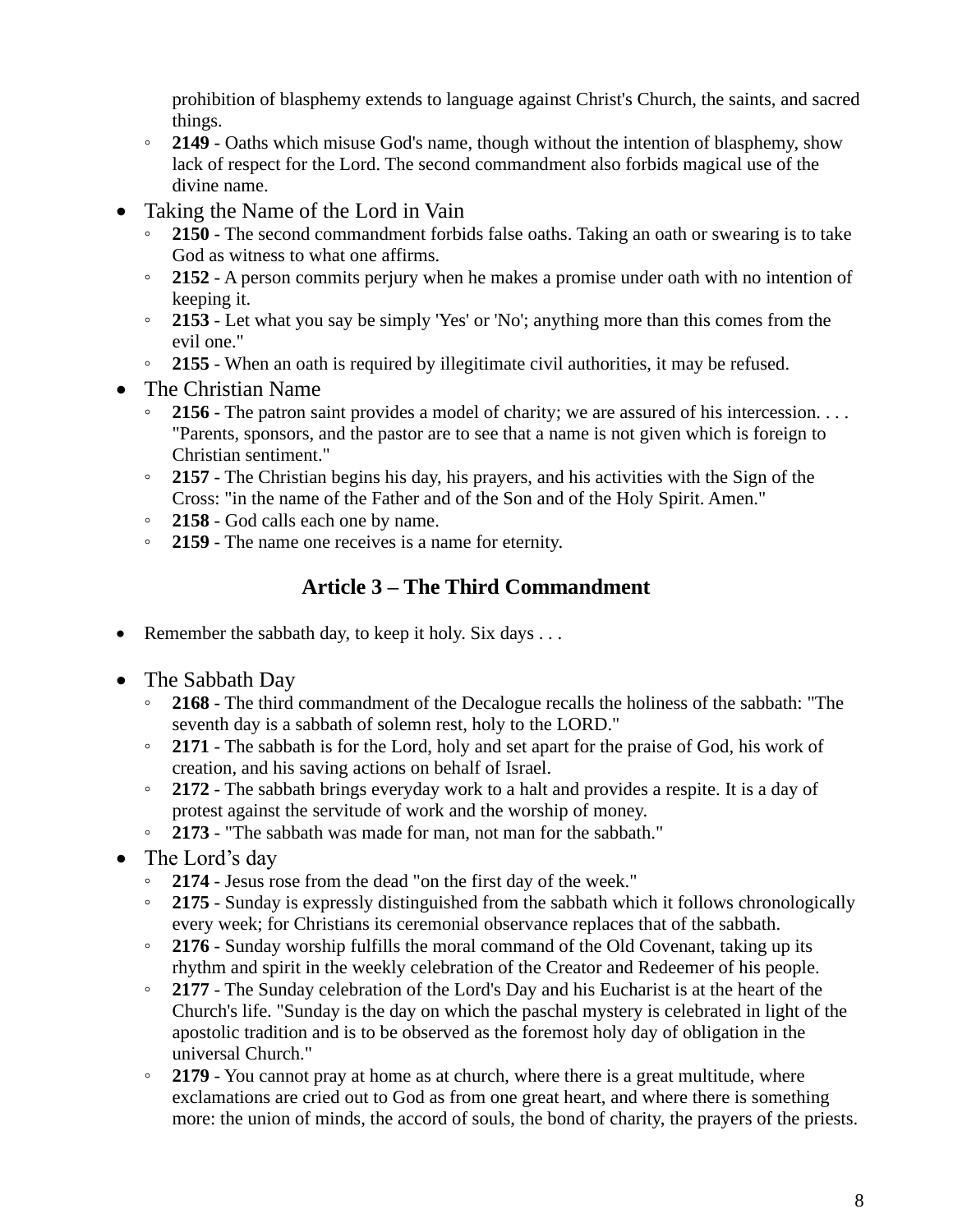prohibition of blasphemy extends to language against Christ's Church, the saints, and sacred things.
    - **2149** - Oaths which misuse God's name, though without the intention of blasphemy, show lack of respect for the Lord. The second commandment also forbids magical use of the divine name.
- Taking the Name of the Lord in Vain
    - **2150** - The second commandment forbids false oaths. Taking an oath or swearing is to take God as witness to what one affirms.
    - **2152** - A person commits perjury when he makes a promise under oath with no intention of keeping it.
    - **2153** - Let what you say be simply 'Yes' or 'No'; anything more than this comes from the evil one."
    - **2155** - When an oath is required by illegitimate civil authorities, it may be refused.
- The Christian Name
    - **2156** - The patron saint provides a model of charity; we are assured of his intercession. . . . "Parents, sponsors, and the pastor are to see that a name is not given which is foreign to Christian sentiment."
    - **2157** - The Christian begins his day, his prayers, and his activities with the Sign of the Cross: "in the name of the Father and of the Son and of the Holy Spirit. Amen."
    - **2158** - God calls each one by name.
    - **2159** - The name one receives is a name for eternity.

## Article 3 – The Third Commandment

- Remember the sabbath day, to keep it holy. Six days . . .

- The Sabbath Day
    - **2168** - The third commandment of the Decalogue recalls the holiness of the sabbath: "The seventh day is a sabbath of solemn rest, holy to the LORD."
    - **2171** - The sabbath is for the Lord, holy and set apart for the praise of God, his work of creation, and his saving actions on behalf of Israel.
    - **2172** - The sabbath brings everyday work to a halt and provides a respite. It is a day of protest against the servitude of work and the worship of money.
    - **2173** - "The sabbath was made for man, not man for the sabbath."
- The Lord's day
    - **2174** - Jesus rose from the dead "on the first day of the week."
    - **2175** - Sunday is expressly distinguished from the sabbath which it follows chronologically every week; for Christians its ceremonial observance replaces that of the sabbath.
    - **2176** - Sunday worship fulfills the moral command of the Old Covenant, taking up its rhythm and spirit in the weekly celebration of the Creator and Redeemer of his people.
    - **2177** - The Sunday celebration of the Lord's Day and his Eucharist is at the heart of the Church's life. "Sunday is the day on which the paschal mystery is celebrated in light of the apostolic tradition and is to be observed as the foremost holy day of obligation in the universal Church."
    - **2179** - You cannot pray at home as at church, where there is a great multitude, where exclamations are cried out to God as from one great heart, and where there is something more: the union of minds, the accord of souls, the bond of charity, the prayers of the priests.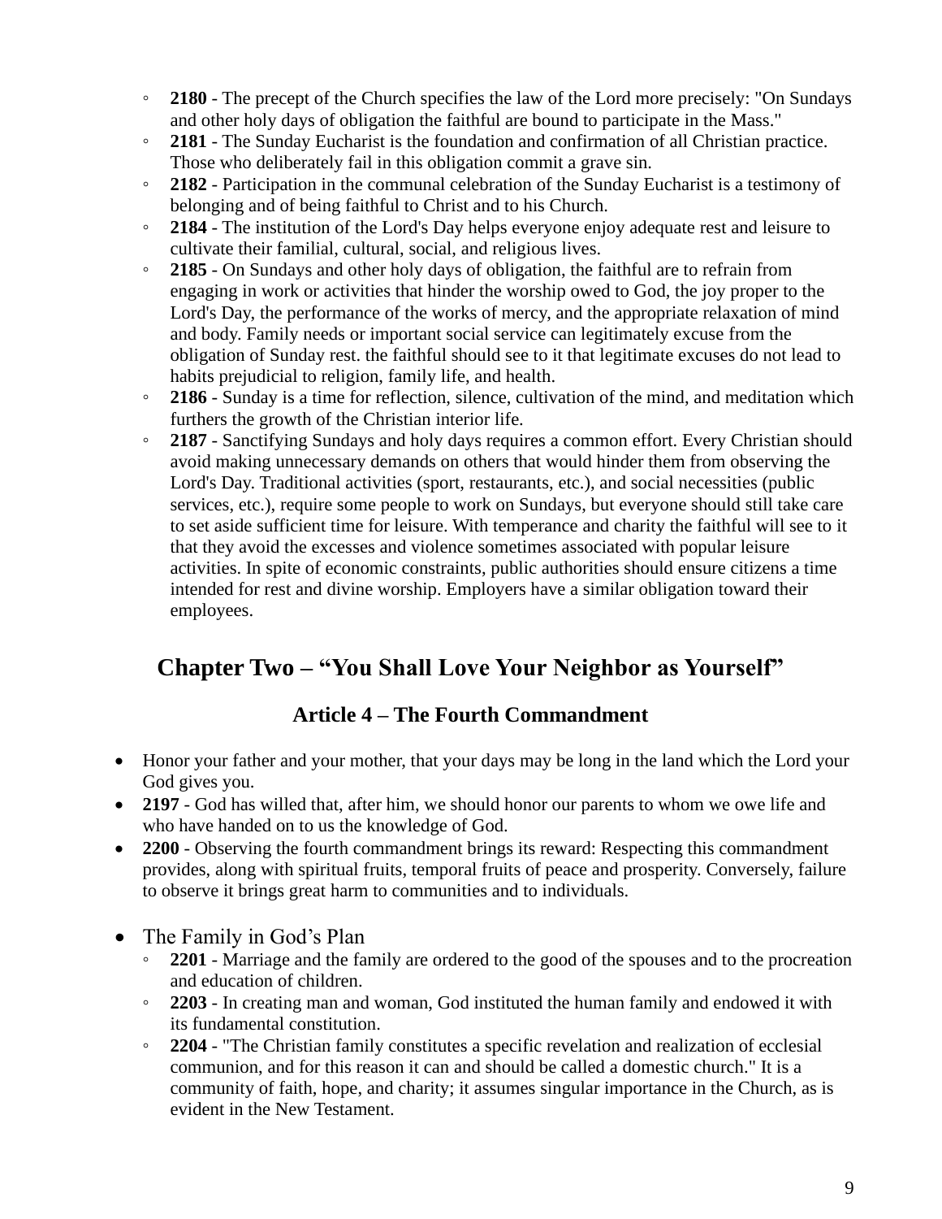- **2180** - The precept of the Church specifies the law of the Lord more precisely: "On Sundays and other holy days of obligation the faithful are bound to participate in the Mass."
- **2181** - The Sunday Eucharist is the foundation and confirmation of all Christian practice. Those who deliberately fail in this obligation commit a grave sin.
- **2182** - Participation in the communal celebration of the Sunday Eucharist is a testimony of belonging and of being faithful to Christ and to his Church.
- **2184** - The institution of the Lord's Day helps everyone enjoy adequate rest and leisure to cultivate their familial, cultural, social, and religious lives.
- **2185** - On Sundays and other holy days of obligation, the faithful are to refrain from engaging in work or activities that hinder the worship owed to God, the joy proper to the Lord's Day, the performance of the works of mercy, and the appropriate relaxation of mind and body. Family needs or important social service can legitimately excuse from the obligation of Sunday rest. the faithful should see to it that legitimate excuses do not lead to habits prejudicial to religion, family life, and health.
- **2186** - Sunday is a time for reflection, silence, cultivation of the mind, and meditation which furthers the growth of the Christian interior life.
- **2187** - Sanctifying Sundays and holy days requires a common effort. Every Christian should avoid making unnecessary demands on others that would hinder them from observing the Lord's Day. Traditional activities (sport, restaurants, etc.), and social necessities (public services, etc.), require some people to work on Sundays, but everyone should still take care to set aside sufficient time for leisure. With temperance and charity the faithful will see to it that they avoid the excesses and violence sometimes associated with popular leisure activities. In spite of economic constraints, public authorities should ensure citizens a time intended for rest and divine worship. Employers have a similar obligation toward their employees.

## Chapter Two – "You Shall Love Your Neighbor as Yourself"

### Article 4 – The Fourth Commandment

- Honor your father and your mother, that your days may be long in the land which the Lord your God gives you.
- **2197** - God has willed that, after him, we should honor our parents to whom we owe life and who have handed on to us the knowledge of God.
- **2200** - Observing the fourth commandment brings its reward: Respecting this commandment provides, along with spiritual fruits, temporal fruits of peace and prosperity. Conversely, failure to observe it brings great harm to communities and to individuals.

- The Family in God's Plan
  - **2201** - Marriage and the family are ordered to the good of the spouses and to the procreation and education of children.
  - **2203** - In creating man and woman, God instituted the human family and endowed it with its fundamental constitution.
  - **2204** - "The Christian family constitutes a specific revelation and realization of ecclesial communion, and for this reason it can and should be called a domestic church." It is a community of faith, hope, and charity; it assumes singular importance in the Church, as is evident in the New Testament.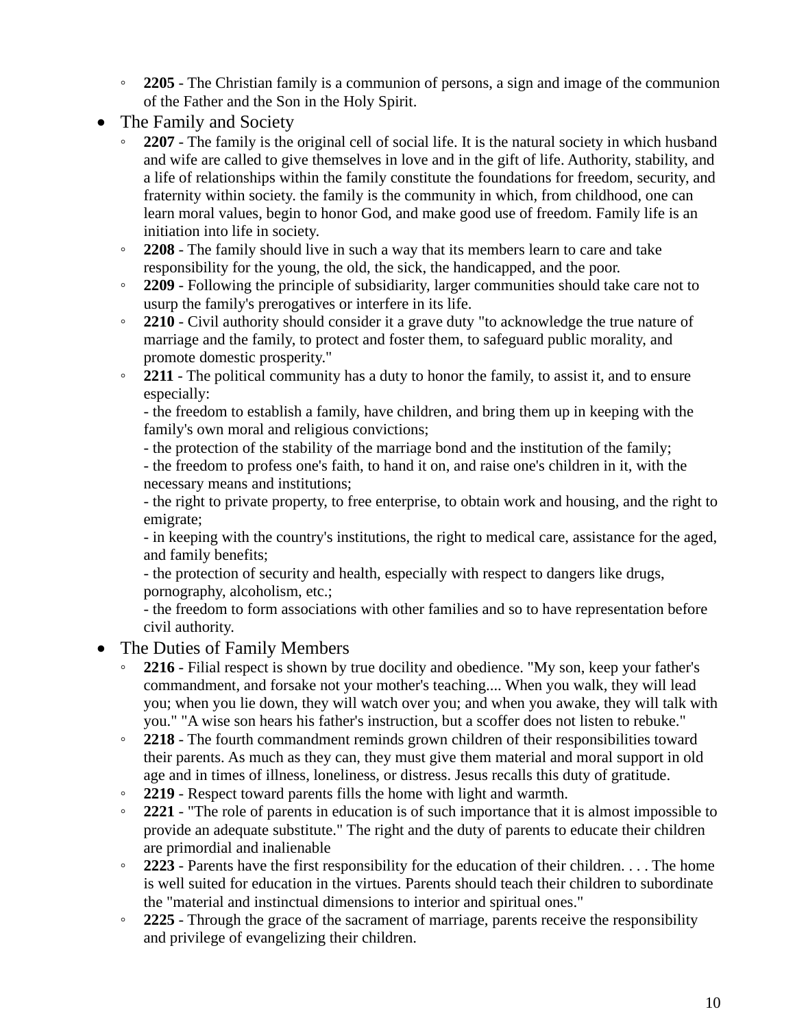- **2205** - The Christian family is a communion of persons, a sign and image of the communion of the Father and the Son in the Holy Spirit.
- The Family and Society
   - **2207** - The family is the original cell of social life. It is the natural society in which husband and wife are called to give themselves in love and in the gift of life. Authority, stability, and a life of relationships within the family constitute the foundations for freedom, security, and fraternity within society. the family is the community in which, from childhood, one can learn moral values, begin to honor God, and make good use of freedom. Family life is an initiation into life in society.
   - **2208** - The family should live in such a way that its members learn to care and take responsibility for the young, the old, the sick, the handicapped, and the poor.
   - **2209** - Following the principle of subsidiarity, larger communities should take care not to usurp the family's prerogatives or interfere in its life.
   - **2210** - Civil authority should consider it a grave duty "to acknowledge the true nature of marriage and the family, to protect and foster them, to safeguard public morality, and promote domestic prosperity."
   - **2211** - The political community has a duty to honor the family, to assist it, and to ensure especially:
     - the freedom to establish a family, have children, and bring them up in keeping with the family's own moral and religious convictions;
     - the protection of the stability of the marriage bond and the institution of the family;
     - the freedom to profess one's faith, to hand it on, and raise one's children in it, with the necessary means and institutions;
     - the right to private property, to free enterprise, to obtain work and housing, and the right to emigrate;
     - in keeping with the country's institutions, the right to medical care, assistance for the aged, and family benefits;
     - the protection of security and health, especially with respect to dangers like drugs, pornography, alcoholism, etc.;
     - the freedom to form associations with other families and so to have representation before civil authority.
- The Duties of Family Members
   - **2216** - Filial respect is shown by true docility and obedience. "My son, keep your father's commandment, and forsake not your mother's teaching.... When you walk, they will lead you; when you lie down, they will watch over you; and when you awake, they will talk with you." "A wise son hears his father's instruction, but a scoffer does not listen to rebuke."
   - **2218** - The fourth commandment reminds grown children of their responsibilities toward their parents. As much as they can, they must give them material and moral support in old age and in times of illness, loneliness, or distress. Jesus recalls this duty of gratitude.
   - **2219** - Respect toward parents fills the home with light and warmth.
   - **2221** - "The role of parents in education is of such importance that it is almost impossible to provide an adequate substitute." The right and the duty of parents to educate their children are primordial and inalienable
   - **2223** - Parents have the first responsibility for the education of their children. . . . The home is well suited for education in the virtues. Parents should teach their children to subordinate the "material and instinctual dimensions to interior and spiritual ones."
   - **2225** - Through the grace of the sacrament of marriage, parents receive the responsibility and privilege of evangelizing their children.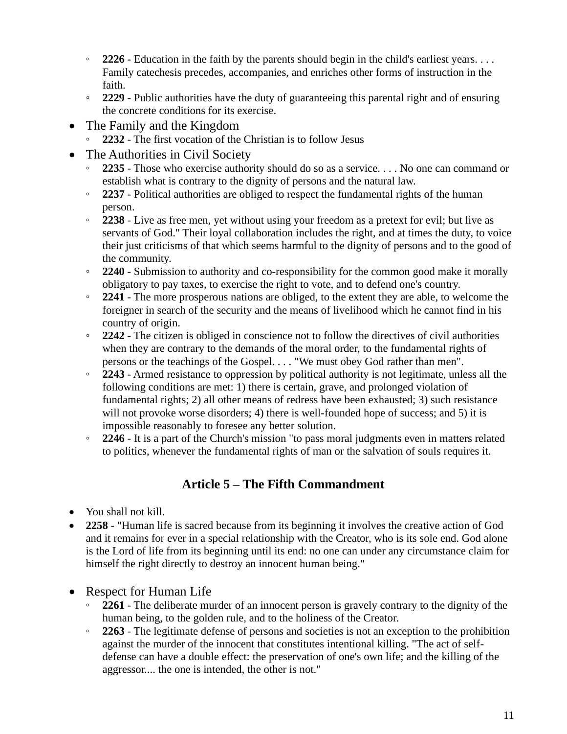- **2226** - Education in the faith by the parents should begin in the child's earliest years. . . . Family catechesis precedes, accompanies, and enriches other forms of instruction in the faith.
  - **2229** - Public authorities have the duty of guaranteeing this parental right and of ensuring the concrete conditions for its exercise.
- The Family and the Kingdom
  - **2232** - The first vocation of the Christian is to follow Jesus
- The Authorities in Civil Society
  - **2235** - Those who exercise authority should do so as a service. . . . No one can command or establish what is contrary to the dignity of persons and the natural law.
  - **2237** - Political authorities are obliged to respect the fundamental rights of the human person.
  - **2238** - Live as free men, yet without using your freedom as a pretext for evil; but live as servants of God." Their loyal collaboration includes the right, and at times the duty, to voice their just criticisms of that which seems harmful to the dignity of persons and to the good of the community.
  - **2240** - Submission to authority and co-responsibility for the common good make it morally obligatory to pay taxes, to exercise the right to vote, and to defend one's country.
  - **2241** - The more prosperous nations are obliged, to the extent they are able, to welcome the foreigner in search of the security and the means of livelihood which he cannot find in his country of origin.
  - **2242** - The citizen is obliged in conscience not to follow the directives of civil authorities when they are contrary to the demands of the moral order, to the fundamental rights of persons or the teachings of the Gospel. . . . "We must obey God rather than men".
  - **2243** - Armed resistance to oppression by political authority is not legitimate, unless all the following conditions are met: 1) there is certain, grave, and prolonged violation of fundamental rights; 2) all other means of redress have been exhausted; 3) such resistance will not provoke worse disorders; 4) there is well-founded hope of success; and 5) it is impossible reasonably to foresee any better solution.
  - **2246** - It is a part of the Church's mission "to pass moral judgments even in matters related to politics, whenever the fundamental rights of man or the salvation of souls requires it.

## Article 5 – The Fifth Commandment

- You shall not kill.
- **2258** - "Human life is sacred because from its beginning it involves the creative action of God and it remains for ever in a special relationship with the Creator, who is its sole end. God alone is the Lord of life from its beginning until its end: no one can under any circumstance claim for himself the right directly to destroy an innocent human being."

- Respect for Human Life
  - **2261** - The deliberate murder of an innocent person is gravely contrary to the dignity of the human being, to the golden rule, and to the holiness of the Creator.
  - **2263** - The legitimate defense of persons and societies is not an exception to the prohibition against the murder of the innocent that constitutes intentional killing. "The act of self-defense can have a double effect: the preservation of one's own life; and the killing of the aggressor.... the one is intended, the other is not."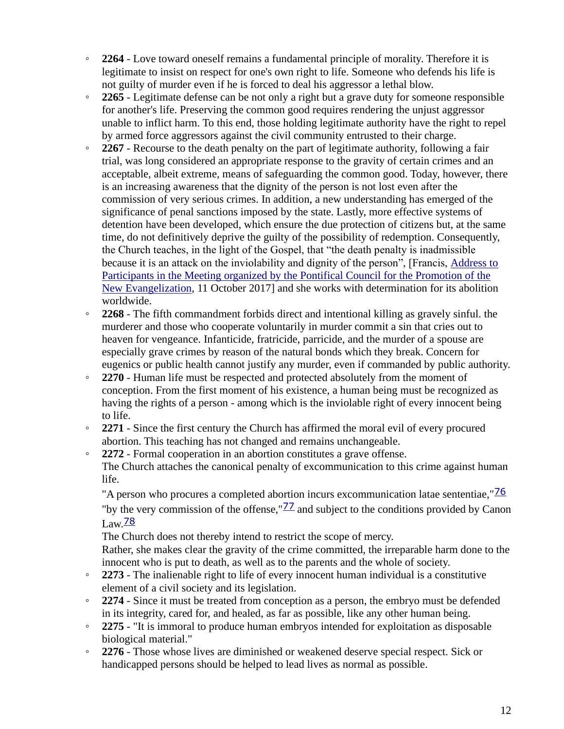- **2264** - Love toward oneself remains a fundamental principle of morality. Therefore it is legitimate to insist on respect for one's own right to life. Someone who defends his life is not guilty of murder even if he is forced to deal his aggressor a lethal blow.
- **2265** - Legitimate defense can be not only a right but a grave duty for someone responsible for another's life. Preserving the common good requires rendering the unjust aggressor unable to inflict harm. To this end, those holding legitimate authority have the right to repel by armed force aggressors against the civil community entrusted to their charge.
- **2267** - Recourse to the death penalty on the part of legitimate authority, following a fair trial, was long considered an appropriate response to the gravity of certain crimes and an acceptable, albeit extreme, means of safeguarding the common good. Today, however, there is an increasing awareness that the dignity of the person is not lost even after the commission of very serious crimes. In addition, a new understanding has emerged of the significance of penal sanctions imposed by the state. Lastly, more effective systems of detention have been developed, which ensure the due protection of citizens but, at the same time, do not definitively deprive the guilty of the possibility of redemption. Consequently, the Church teaches, in the light of the Gospel, that "the death penalty is inadmissible because it is an attack on the inviolability and dignity of the person", [Francis, Address to Participants in the Meeting organized by the Pontifical Council for the Promotion of the New Evangelization, 11 October 2017] and she works with determination for its abolition worldwide.
- **2268** - The fifth commandment forbids direct and intentional killing as gravely sinful. the murderer and those who cooperate voluntarily in murder commit a sin that cries out to heaven for vengeance. Infanticide, fratricide, parricide, and the murder of a spouse are especially grave crimes by reason of the natural bonds which they break. Concern for eugenics or public health cannot justify any murder, even if commanded by public authority.
- **2270** - Human life must be respected and protected absolutely from the moment of conception. From the first moment of his existence, a human being must be recognized as having the rights of a person - among which is the inviolable right of every innocent being to life.
- **2271** - Since the first century the Church has affirmed the moral evil of every procured abortion. This teaching has not changed and remains unchangeable.
- **2272** - Formal cooperation in an abortion constitutes a grave offense.
  The Church attaches the canonical penalty of excommunication to this crime against human life.

  "A person who procures a completed abortion incurs excommunication latae sententiae,"[76] "by the very commission of the offense,"[77] and subject to the conditions provided by Canon Law.[78]

  The Church does not thereby intend to restrict the scope of mercy.
  Rather, she makes clear the gravity of the crime committed, the irreparable harm done to the innocent who is put to death, as well as to the parents and the whole of society.
- **2273** - The inalienable right to life of every innocent human individual is a constitutive element of a civil society and its legislation.
- **2274** - Since it must be treated from conception as a person, the embryo must be defended in its integrity, cared for, and healed, as far as possible, like any other human being.
- **2275** - "It is immoral to produce human embryos intended for exploitation as disposable biological material."
- **2276** - Those whose lives are diminished or weakened deserve special respect. Sick or handicapped persons should be helped to lead lives as normal as possible.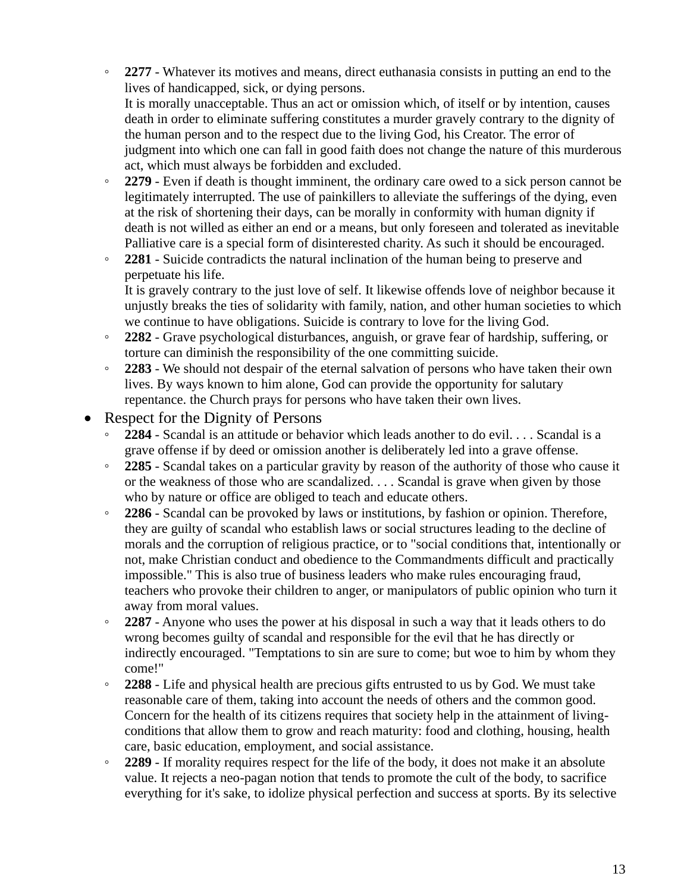- **2277** - Whatever its motives and means, direct euthanasia consists in putting an end to the lives of handicapped, sick, or dying persons.
    It is morally unacceptable. Thus an act or omission which, of itself or by intention, causes death in order to eliminate suffering constitutes a murder gravely contrary to the dignity of the human person and to the respect due to the living God, his Creator. The error of judgment into which one can fall in good faith does not change the nature of this murderous act, which must always be forbidden and excluded.
  - **2279** - Even if death is thought imminent, the ordinary care owed to a sick person cannot be legitimately interrupted. The use of painkillers to alleviate the sufferings of the dying, even at the risk of shortening their days, can be morally in conformity with human dignity if death is not willed as either an end or a means, but only foreseen and tolerated as inevitable Palliative care is a special form of disinterested charity. As such it should be encouraged.
  - **2281** - Suicide contradicts the natural inclination of the human being to preserve and perpetuate his life.
    It is gravely contrary to the just love of self. It likewise offends love of neighbor because it unjustly breaks the ties of solidarity with family, nation, and other human societies to which we continue to have obligations. Suicide is contrary to love for the living God.
  - **2282** - Grave psychological disturbances, anguish, or grave fear of hardship, suffering, or torture can diminish the responsibility of the one committing suicide.
  - **2283** - We should not despair of the eternal salvation of persons who have taken their own lives. By ways known to him alone, God can provide the opportunity for salutary repentance. the Church prays for persons who have taken their own lives.
- Respect for the Dignity of Persons
  - **2284** - Scandal is an attitude or behavior which leads another to do evil. . . . Scandal is a grave offense if by deed or omission another is deliberately led into a grave offense.
  - **2285** - Scandal takes on a particular gravity by reason of the authority of those who cause it or the weakness of those who are scandalized. . . . Scandal is grave when given by those who by nature or office are obliged to teach and educate others.
  - **2286** - Scandal can be provoked by laws or institutions, by fashion or opinion. Therefore, they are guilty of scandal who establish laws or social structures leading to the decline of morals and the corruption of religious practice, or to "social conditions that, intentionally or not, make Christian conduct and obedience to the Commandments difficult and practically impossible." This is also true of business leaders who make rules encouraging fraud, teachers who provoke their children to anger, or manipulators of public opinion who turn it away from moral values.
  - **2287** - Anyone who uses the power at his disposal in such a way that it leads others to do wrong becomes guilty of scandal and responsible for the evil that he has directly or indirectly encouraged. "Temptations to sin are sure to come; but woe to him by whom they come!"
  - **2288** - Life and physical health are precious gifts entrusted to us by God. We must take reasonable care of them, taking into account the needs of others and the common good. Concern for the health of its citizens requires that society help in the attainment of living-conditions that allow them to grow and reach maturity: food and clothing, housing, health care, basic education, employment, and social assistance.
  - **2289** - If morality requires respect for the life of the body, it does not make it an absolute value. It rejects a neo-pagan notion that tends to promote the cult of the body, to sacrifice everything for it's sake, to idolize physical perfection and success at sports. By its selective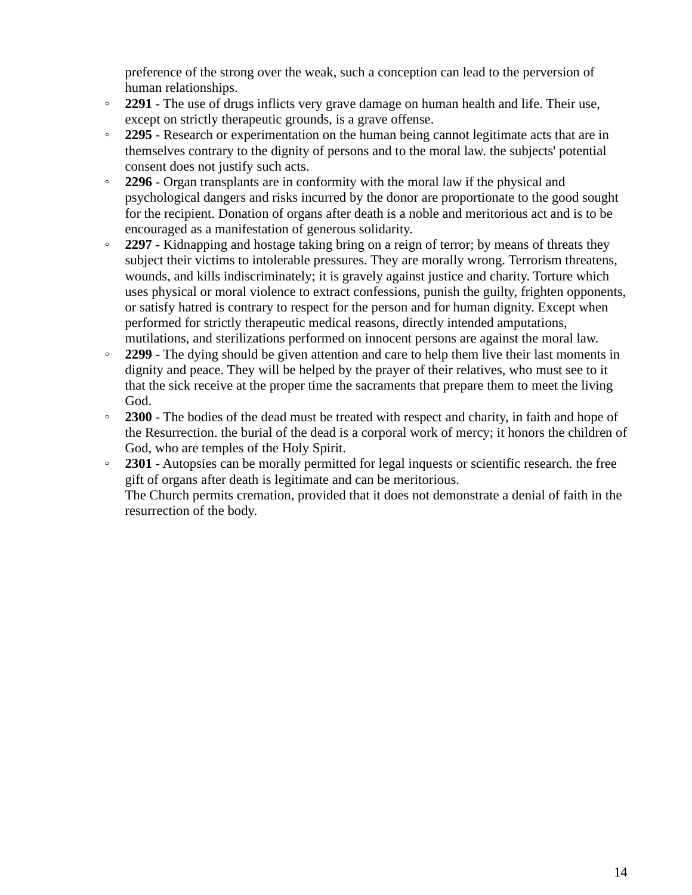preference of the strong over the weak, such a conception can lead to the perversion of human relationships.

- **2291** - The use of drugs inflicts very grave damage on human health and life. Their use, except on strictly therapeutic grounds, is a grave offense.
- **2295** - Research or experimentation on the human being cannot legitimate acts that are in themselves contrary to the dignity of persons and to the moral law. the subjects' potential consent does not justify such acts.
- **2296** - Organ transplants are in conformity with the moral law if the physical and psychological dangers and risks incurred by the donor are proportionate to the good sought for the recipient. Donation of organs after death is a noble and meritorious act and is to be encouraged as a manifestation of generous solidarity.
- **2297** - Kidnapping and hostage taking bring on a reign of terror; by means of threats they subject their victims to intolerable pressures. They are morally wrong. Terrorism threatens, wounds, and kills indiscriminately; it is gravely against justice and charity. Torture which uses physical or moral violence to extract confessions, punish the guilty, frighten opponents, or satisfy hatred is contrary to respect for the person and for human dignity. Except when performed for strictly therapeutic medical reasons, directly intended amputations, mutilations, and sterilizations performed on innocent persons are against the moral law.
- **2299** - The dying should be given attention and care to help them live their last moments in dignity and peace. They will be helped by the prayer of their relatives, who must see to it that the sick receive at the proper time the sacraments that prepare them to meet the living God.
- **2300** - The bodies of the dead must be treated with respect and charity, in faith and hope of the Resurrection. the burial of the dead is a corporal work of mercy; it honors the children of God, who are temples of the Holy Spirit.
- **2301** - Autopsies can be morally permitted for legal inquests or scientific research. the free gift of organs after death is legitimate and can be meritorious.
  The Church permits cremation, provided that it does not demonstrate a denial of faith in the resurrection of the body.